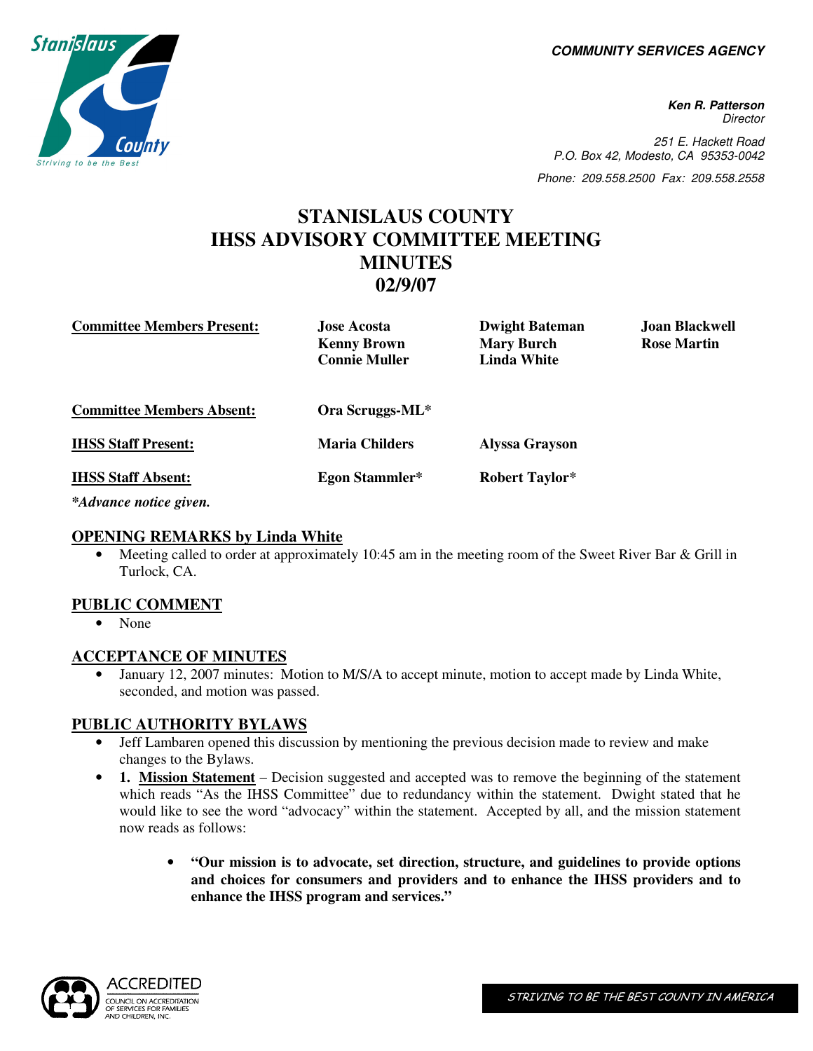COMMUNITY SERVICES AGENCY

**Ken R. Patterson**
Director

251 E. Hackett Road
P.O. Box 42, Modesto, CA 95353-0042

Phone: 209.558.2500 Fax: 209.558.2558

# STANISLAUS COUNTY
# IHSS ADVISORY COMMITTEE MEETING
# MINUTES
# 02/9/07

| | | | |
|---|---|---|---|
| **Committee Members Present:** | **Jose Acosta** | **Dwight Bateman** | **Joan Blackwell** |
| | **Kenny Brown** | **Mary Burch** | **Rose Martin** |
| | **Connie Muller** | **Linda White** | |
| **Committee Members Absent:** | **Ora Scruggs-ML*** | | |
| **IHSS Staff Present:** | **Maria Childers** | **Alyssa Grayson** | |
| **IHSS Staff Absent:** | **Egon Stammler*** | **Robert Taylor*** | |

*\*Advance notice given.*

## OPENING REMARKS by Linda White

- Meeting called to order at approximately 10:45 am in the meeting room of the Sweet River Bar & Grill in Turlock, CA.

## PUBLIC COMMENT

- None

## ACCEPTANCE OF MINUTES

- January 12, 2007 minutes: Motion to M/S/A to accept minute, motion to accept made by Linda White, seconded, and motion was passed.

## PUBLIC AUTHORITY BYLAWS

- Jeff Lambaren opened this discussion by mentioning the previous decision made to review and make changes to the Bylaws.
- **1. Mission Statement** – Decision suggested and accepted was to remove the beginning of the statement which reads "As the IHSS Committee" due to redundancy within the statement. Dwight stated that he would like to see the word "advocacy" within the statement. Accepted by all, and the mission statement now reads as follows:

  - **"Our mission is to advocate, set direction, structure, and guidelines to provide options and choices for consumers and providers and to enhance the IHSS providers and to enhance the IHSS program and services."**

ACCREDITED
COUNCIL ON ACCREDITATION OF SERVICES FOR FAMILIES AND CHILDREN, INC.

STRIVING TO BE THE BEST COUNTY IN AMERICA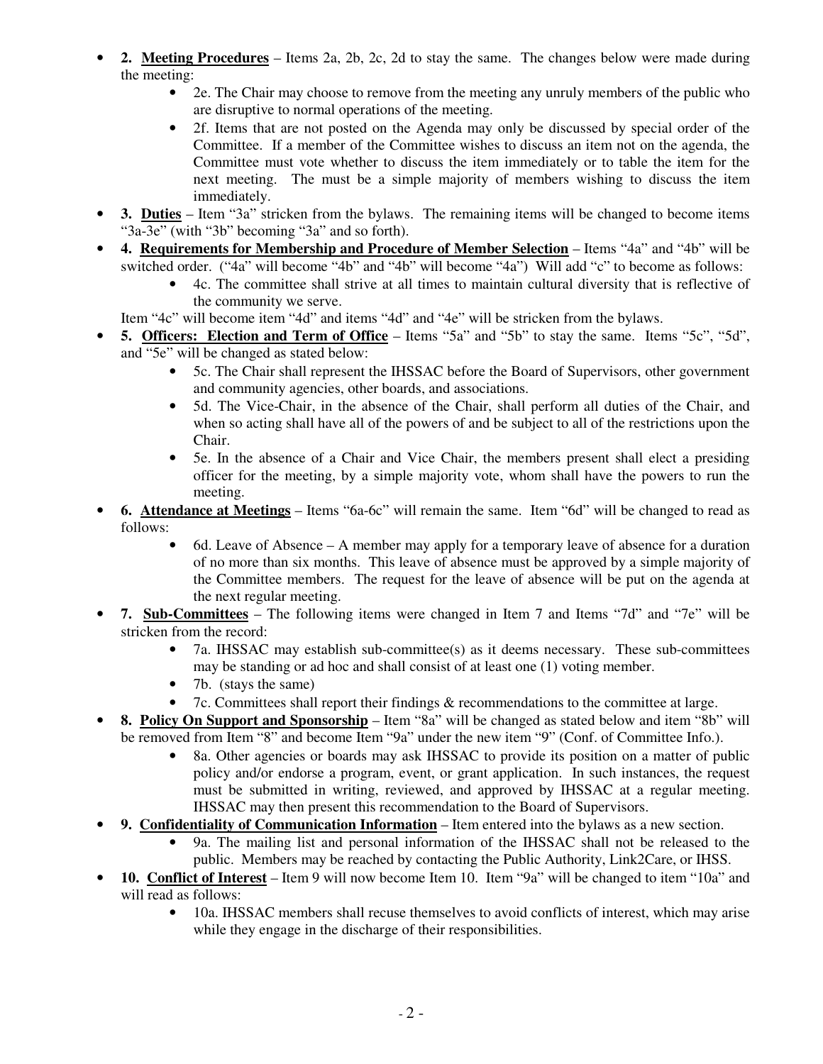- **2. <u>Meeting Procedures</u>** – Items 2a, 2b, 2c, 2d to stay the same. The changes below were made during the meeting:
  - 2e. The Chair may choose to remove from the meeting any unruly members of the public who are disruptive to normal operations of the meeting.
  - 2f. Items that are not posted on the Agenda may only be discussed by special order of the Committee. If a member of the Committee wishes to discuss an item not on the agenda, the Committee must vote whether to discuss the item immediately or to table the item for the next meeting. The must be a simple majority of members wishing to discuss the item immediately.
- **3. <u>Duties</u>** – Item "3a" stricken from the bylaws. The remaining items will be changed to become items "3a-3e" (with "3b" becoming "3a" and so forth).
- **4. <u>Requirements for Membership and Procedure of Member Selection</u>** – Items "4a" and "4b" will be switched order. ("4a" will become "4b" and "4b" will become "4a") Will add "c" to become as follows:
  - 4c. The committee shall strive at all times to maintain cultural diversity that is reflective of the community we serve.

  Item "4c" will become item "4d" and items "4d" and "4e" will be stricken from the bylaws.
- **5. <u>Officers: Election and Term of Office</u>** – Items "5a" and "5b" to stay the same. Items "5c", "5d", and "5e" will be changed as stated below:
  - 5c. The Chair shall represent the IHSSAC before the Board of Supervisors, other government and community agencies, other boards, and associations.
  - 5d. The Vice-Chair, in the absence of the Chair, shall perform all duties of the Chair, and when so acting shall have all of the powers of and be subject to all of the restrictions upon the Chair.
  - 5e. In the absence of a Chair and Vice Chair, the members present shall elect a presiding officer for the meeting, by a simple majority vote, whom shall have the powers to run the meeting.
- **6. <u>Attendance at Meetings</u>** – Items "6a-6c" will remain the same. Item "6d" will be changed to read as follows:
  - 6d. Leave of Absence – A member may apply for a temporary leave of absence for a duration of no more than six months. This leave of absence must be approved by a simple majority of the Committee members. The request for the leave of absence will be put on the agenda at the next regular meeting.
- **7. <u>Sub-Committees</u>** – The following items were changed in Item 7 and Items "7d" and "7e" will be stricken from the record:
  - 7a. IHSSAC may establish sub-committee(s) as it deems necessary. These sub-committees may be standing or ad hoc and shall consist of at least one (1) voting member.
  - 7b. (stays the same)
  - 7c. Committees shall report their findings & recommendations to the committee at large.
- **8. <u>Policy On Support and Sponsorship</u>** – Item "8a" will be changed as stated below and item "8b" will be removed from Item "8" and become Item "9a" under the new item "9" (Conf. of Committee Info.).
  - 8a. Other agencies or boards may ask IHSSAC to provide its position on a matter of public policy and/or endorse a program, event, or grant application. In such instances, the request must be submitted in writing, reviewed, and approved by IHSSAC at a regular meeting. IHSSAC may then present this recommendation to the Board of Supervisors.
- **9. <u>Confidentiality of Communication Information</u>** – Item entered into the bylaws as a new section.
  - 9a. The mailing list and personal information of the IHSSAC shall not be released to the public. Members may be reached by contacting the Public Authority, Link2Care, or IHSS.
- **10. <u>Conflict of Interest</u>** – Item 9 will now become Item 10. Item "9a" will be changed to item "10a" and will read as follows:
  - 10a. IHSSAC members shall recuse themselves to avoid conflicts of interest, which may arise while they engage in the discharge of their responsibilities.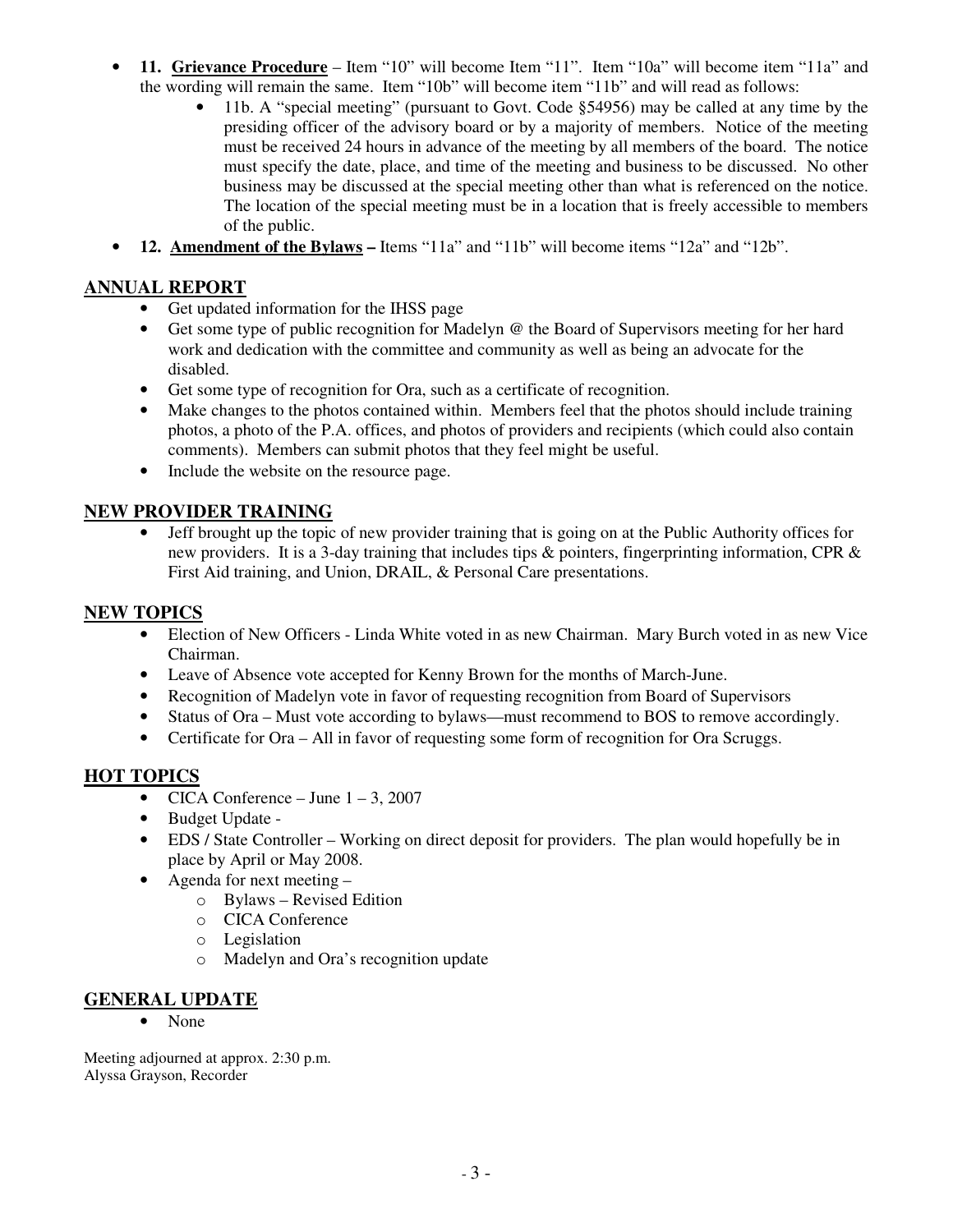- **11. Grievance Procedure** – Item "10" will become Item "11". Item "10a" will become item "11a" and the wording will remain the same. Item "10b" will become item "11b" and will read as follows:
    - 11b. A "special meeting" (pursuant to Govt. Code §54956) may be called at any time by the presiding officer of the advisory board or by a majority of members. Notice of the meeting must be received 24 hours in advance of the meeting by all members of the board. The notice must specify the date, place, and time of the meeting and business to be discussed. No other business may be discussed at the special meeting other than what is referenced on the notice. The location of the special meeting must be in a location that is freely accessible to members of the public.
- **12. Amendment of the Bylaws –** Items "11a" and "11b" will become items "12a" and "12b".

## ANNUAL REPORT

- Get updated information for the IHSS page
- Get some type of public recognition for Madelyn @ the Board of Supervisors meeting for her hard work and dedication with the committee and community as well as being an advocate for the disabled.
- Get some type of recognition for Ora, such as a certificate of recognition.
- Make changes to the photos contained within. Members feel that the photos should include training photos, a photo of the P.A. offices, and photos of providers and recipients (which could also contain comments). Members can submit photos that they feel might be useful.
- Include the website on the resource page.

## NEW PROVIDER TRAINING

- Jeff brought up the topic of new provider training that is going on at the Public Authority offices for new providers. It is a 3-day training that includes tips & pointers, fingerprinting information, CPR & First Aid training, and Union, DRAIL, & Personal Care presentations.

## NEW TOPICS

- Election of New Officers - Linda White voted in as new Chairman. Mary Burch voted in as new Vice Chairman.
- Leave of Absence vote accepted for Kenny Brown for the months of March-June.
- Recognition of Madelyn vote in favor of requesting recognition from Board of Supervisors
- Status of Ora – Must vote according to bylaws—must recommend to BOS to remove accordingly.
- Certificate for Ora – All in favor of requesting some form of recognition for Ora Scruggs.

## HOT TOPICS

- CICA Conference – June 1 – 3, 2007
- Budget Update -
- EDS / State Controller – Working on direct deposit for providers. The plan would hopefully be in place by April or May 2008.
- Agenda for next meeting –
    - Bylaws – Revised Edition
    - CICA Conference
    - Legislation
    - Madelyn and Ora's recognition update

## GENERAL UPDATE

- None

Meeting adjourned at approx. 2:30 p.m.
Alyssa Grayson, Recorder